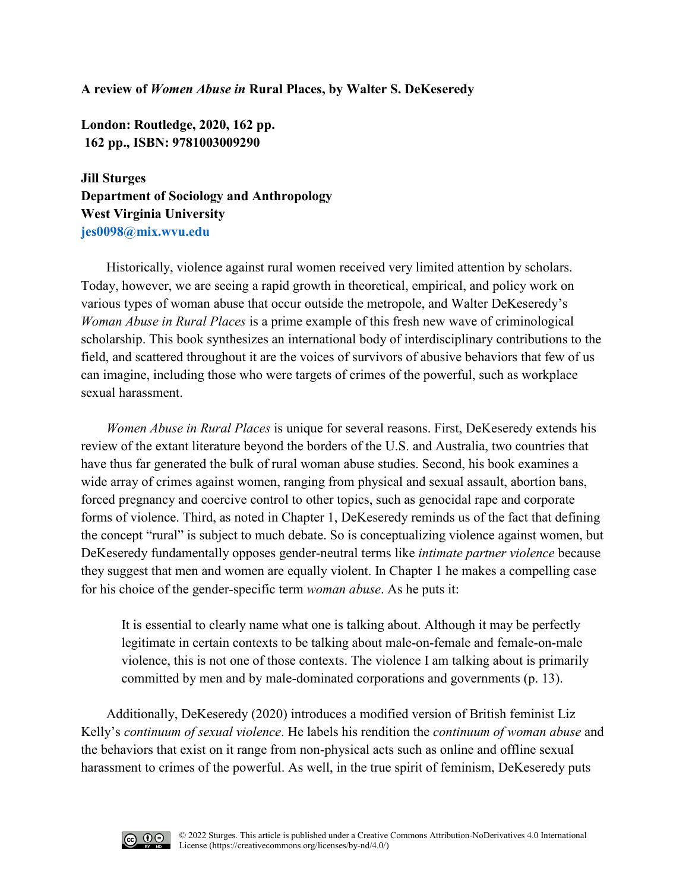**A review of *Women Abuse in* Rural Places, by Walter S. DeKeseredy**

**London: Routledge, 2020, 162 pp.**
**162 pp., ISBN: 9781003009290**

**Jill Sturges**
**Department of Sociology and Anthropology**
**West Virginia University**
**jes0098@mix.wvu.edu**

Historically, violence against rural women received very limited attention by scholars. Today, however, we are seeing a rapid growth in theoretical, empirical, and policy work on various types of woman abuse that occur outside the metropole, and Walter DeKeseredy's *Woman Abuse in Rural Places* is a prime example of this fresh new wave of criminological scholarship. This book synthesizes an international body of interdisciplinary contributions to the field, and scattered throughout it are the voices of survivors of abusive behaviors that few of us can imagine, including those who were targets of crimes of the powerful, such as workplace sexual harassment.

*Women Abuse in Rural Places* is unique for several reasons. First, DeKeseredy extends his review of the extant literature beyond the borders of the U.S. and Australia, two countries that have thus far generated the bulk of rural woman abuse studies. Second, his book examines a wide array of crimes against women, ranging from physical and sexual assault, abortion bans, forced pregnancy and coercive control to other topics, such as genocidal rape and corporate forms of violence. Third, as noted in Chapter 1, DeKeseredy reminds us of the fact that defining the concept "rural" is subject to much debate. So is conceptualizing violence against women, but DeKeseredy fundamentally opposes gender-neutral terms like *intimate partner violence* because they suggest that men and women are equally violent. In Chapter 1 he makes a compelling case for his choice of the gender-specific term *woman abuse*. As he puts it:

> It is essential to clearly name what one is talking about. Although it may be perfectly legitimate in certain contexts to be talking about male-on-female and female-on-male violence, this is not one of those contexts. The violence I am talking about is primarily committed by men and by male-dominated corporations and governments (p. 13).

Additionally, DeKeseredy (2020) introduces a modified version of British feminist Liz Kelly's *continuum of sexual violence*. He labels his rendition the *continuum of woman abuse* and the behaviors that exist on it range from non-physical acts such as online and offline sexual harassment to crimes of the powerful. As well, in the true spirit of feminism, DeKeseredy puts

© 2022 Sturges. This article is published under a Creative Commons Attribution-NoDerivatives 4.0 International License (https://creativecommons.org/licenses/by-nd/4.0/)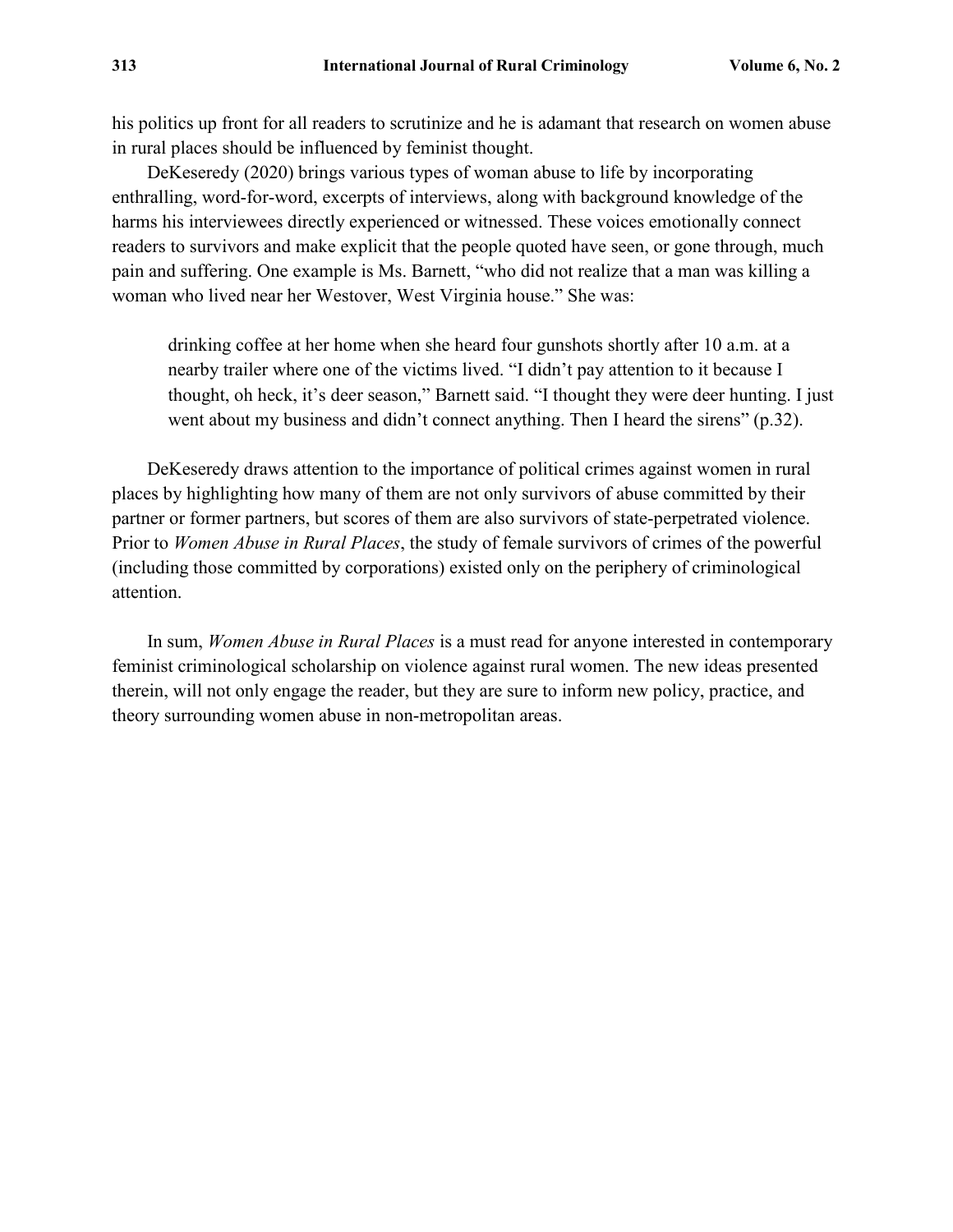his politics up front for all readers to scrutinize and he is adamant that research on women abuse in rural places should be influenced by feminist thought.

DeKeseredy (2020) brings various types of woman abuse to life by incorporating enthralling, word-for-word, excerpts of interviews, along with background knowledge of the harms his interviewees directly experienced or witnessed. These voices emotionally connect readers to survivors and make explicit that the people quoted have seen, or gone through, much pain and suffering. One example is Ms. Barnett, "who did not realize that a man was killing a woman who lived near her Westover, West Virginia house." She was:

> drinking coffee at her home when she heard four gunshots shortly after 10 a.m. at a nearby trailer where one of the victims lived. "I didn't pay attention to it because I thought, oh heck, it's deer season," Barnett said. "I thought they were deer hunting. I just went about my business and didn't connect anything. Then I heard the sirens" (p.32).

DeKeseredy draws attention to the importance of political crimes against women in rural places by highlighting how many of them are not only survivors of abuse committed by their partner or former partners, but scores of them are also survivors of state-perpetrated violence. Prior to *Women Abuse in Rural Places*, the study of female survivors of crimes of the powerful (including those committed by corporations) existed only on the periphery of criminological attention.

In sum, *Women Abuse in Rural Places* is a must read for anyone interested in contemporary feminist criminological scholarship on violence against rural women. The new ideas presented therein, will not only engage the reader, but they are sure to inform new policy, practice, and theory surrounding women abuse in non-metropolitan areas.